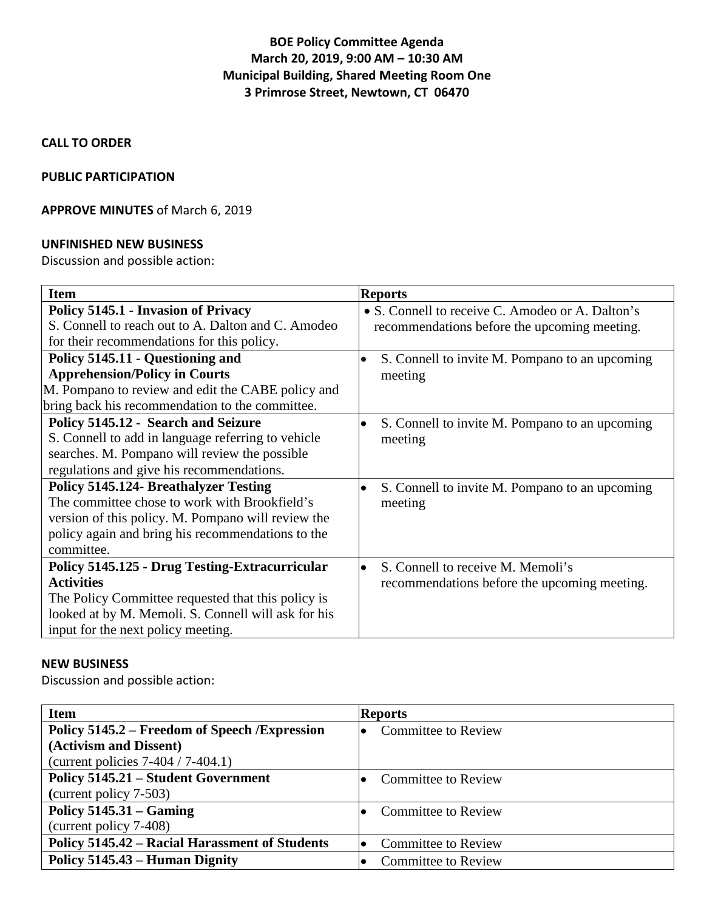**BOE Policy Committee Agenda**
**March 20, 2019, 9:00 AM – 10:30 AM**
**Municipal Building, Shared Meeting Room One**
**3 Primrose Street, Newtown, CT 06470**

**CALL TO ORDER**

**PUBLIC PARTICIPATION**

**APPROVE MINUTES** of March 6, 2019

**UNFINISHED NEW BUSINESS**

Discussion and possible action:

| Item | Reports |
|---|---|
| **Policy 5145.1 - Invasion of Privacy**<br>S. Connell to reach out to A. Dalton and C. Amodeo for their recommendations for this policy. | • S. Connell to receive C. Amodeo or A. Dalton's recommendations before the upcoming meeting. |
| **Policy 5145.11 - Questioning and Apprehension/Policy in Courts**<br>M. Pompano to review and edit the CABE policy and bring back his recommendation to the committee. | • S. Connell to invite M. Pompano to an upcoming meeting |
| **Policy 5145.12 - Search and Seizure**<br>S. Connell to add in language referring to vehicle searches. M. Pompano will review the possible regulations and give his recommendations. | • S. Connell to invite M. Pompano to an upcoming meeting |
| **Policy 5145.124- Breathalyzer Testing**<br>The committee chose to work with Brookfield's version of this policy. M. Pompano will review the policy again and bring his recommendations to the committee. | • S. Connell to invite M. Pompano to an upcoming meeting |
| **Policy 5145.125 - Drug Testing-Extracurricular Activities**<br>The Policy Committee requested that this policy is looked at by M. Memoli. S. Connell will ask for his input for the next policy meeting. | • S. Connell to receive M. Memoli's recommendations before the upcoming meeting. |

**NEW BUSINESS**

Discussion and possible action:

| Item | Reports |
|---|---|
| **Policy 5145.2 – Freedom of Speech /Expression (Activism and Dissent)**<br>(current policies 7-404 / 7-404.1) | • Committee to Review |
| **Policy 5145.21 – Student Government**<br>**(**current policy 7-503) | • Committee to Review |
| **Policy 5145.31 – Gaming**<br>(current policy 7-408) | • Committee to Review |
| **Policy 5145.42 – Racial Harassment of Students** | • Committee to Review |
| **Policy 5145.43 – Human Dignity** | • Committee to Review |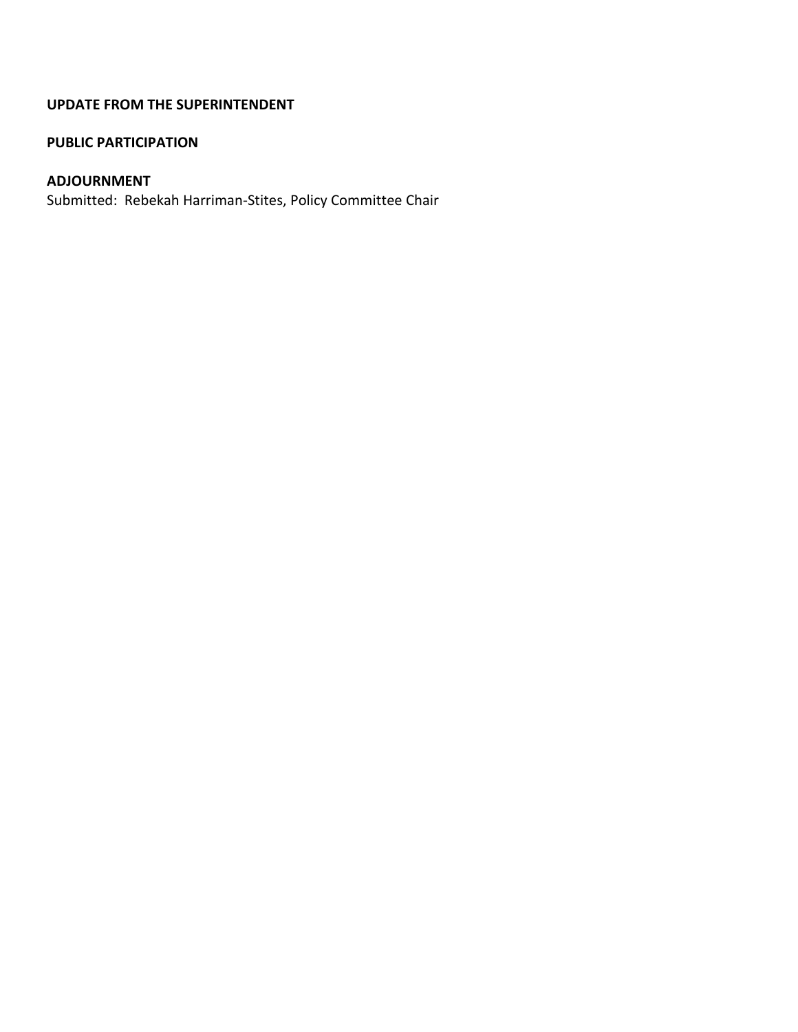**UPDATE FROM THE SUPERINTENDENT**

**PUBLIC PARTICIPATION**

**ADJOURNMENT**

Submitted: Rebekah Harriman-Stites, Policy Committee Chair